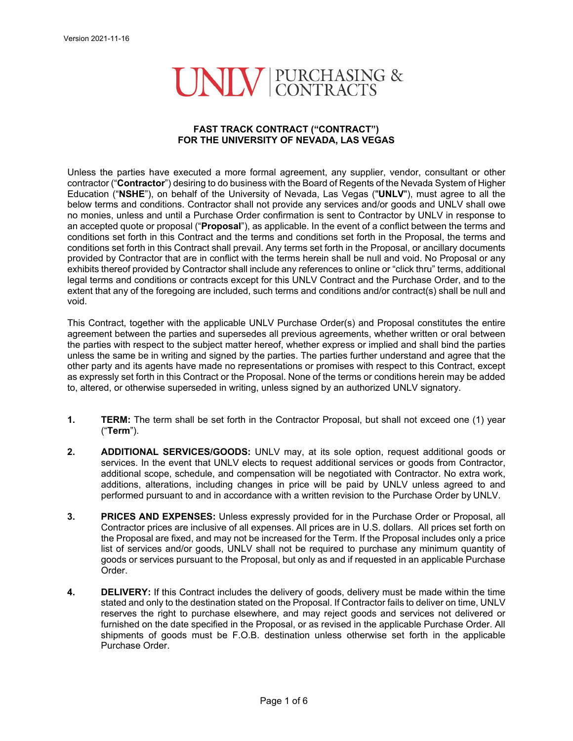Version 2021-11-16

UNLV | PURCHASING & CONTRACTS

**FAST TRACK CONTRACT ("CONTRACT")**
**FOR THE UNIVERSITY OF NEVADA, LAS VEGAS**

Unless the parties have executed a more formal agreement, any supplier, vendor, consultant or other contractor ("**Contractor**") desiring to do business with the Board of Regents of the Nevada System of Higher Education ("**NSHE**"), on behalf of the University of Nevada, Las Vegas ("**UNLV**"), must agree to all the below terms and conditions. Contractor shall not provide any services and/or goods and UNLV shall owe no monies, unless and until a Purchase Order confirmation is sent to Contractor by UNLV in response to an accepted quote or proposal ("**Proposal**"), as applicable. In the event of a conflict between the terms and conditions set forth in this Contract and the terms and conditions set forth in the Proposal, the terms and conditions set forth in this Contract shall prevail. Any terms set forth in the Proposal, or ancillary documents provided by Contractor that are in conflict with the terms herein shall be null and void. No Proposal or any exhibits thereof provided by Contractor shall include any references to online or "click thru" terms, additional legal terms and conditions or contracts except for this UNLV Contract and the Purchase Order, and to the extent that any of the foregoing are included, such terms and conditions and/or contract(s) shall be null and void.

This Contract, together with the applicable UNLV Purchase Order(s) and Proposal constitutes the entire agreement between the parties and supersedes all previous agreements, whether written or oral between the parties with respect to the subject matter hereof, whether express or implied and shall bind the parties unless the same be in writing and signed by the parties. The parties further understand and agree that the other party and its agents have made no representations or promises with respect to this Contract, except as expressly set forth in this Contract or the Proposal. None of the terms or conditions herein may be added to, altered, or otherwise superseded in writing, unless signed by an authorized UNLV signatory.

1. **TERM:** The term shall be set forth in the Contractor Proposal, but shall not exceed one (1) year ("**Term**").

2. **ADDITIONAL SERVICES/GOODS:** UNLV may, at its sole option, request additional goods or services. In the event that UNLV elects to request additional services or goods from Contractor, additional scope, schedule, and compensation will be negotiated with Contractor. No extra work, additions, alterations, including changes in price will be paid by UNLV unless agreed to and performed pursuant to and in accordance with a written revision to the Purchase Order by UNLV.

3. **PRICES AND EXPENSES:** Unless expressly provided for in the Purchase Order or Proposal, all Contractor prices are inclusive of all expenses. All prices are in U.S. dollars. All prices set forth on the Proposal are fixed, and may not be increased for the Term. If the Proposal includes only a price list of services and/or goods, UNLV shall not be required to purchase any minimum quantity of goods or services pursuant to the Proposal, but only as and if requested in an applicable Purchase Order.

4. **DELIVERY:** If this Contract includes the delivery of goods, delivery must be made within the time stated and only to the destination stated on the Proposal. If Contractor fails to deliver on time, UNLV reserves the right to purchase elsewhere, and may reject goods and services not delivered or furnished on the date specified in the Proposal, or as revised in the applicable Purchase Order. All shipments of goods must be F.O.B. destination unless otherwise set forth in the applicable Purchase Order.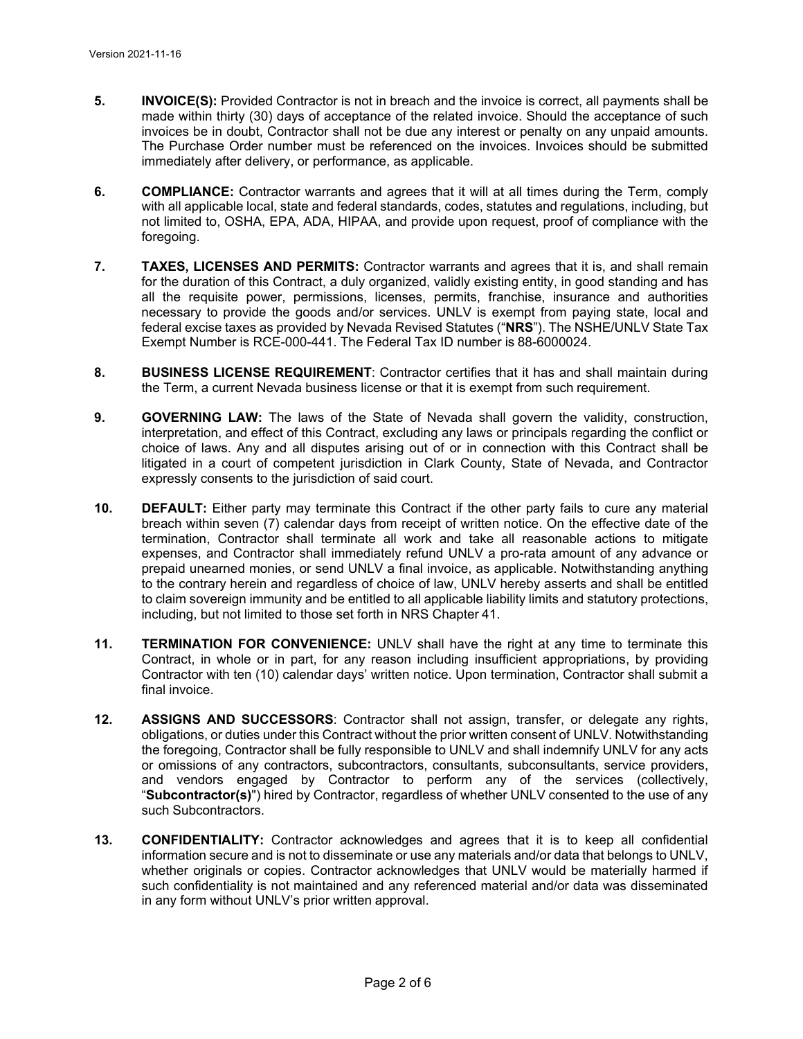Version 2021-11-16

5. **INVOICE(S):** Provided Contractor is not in breach and the invoice is correct, all payments shall be made within thirty (30) days of acceptance of the related invoice. Should the acceptance of such invoices be in doubt, Contractor shall not be due any interest or penalty on any unpaid amounts. The Purchase Order number must be referenced on the invoices. Invoices should be submitted immediately after delivery, or performance, as applicable.

6. **COMPLIANCE:** Contractor warrants and agrees that it will at all times during the Term, comply with all applicable local, state and federal standards, codes, statutes and regulations, including, but not limited to, OSHA, EPA, ADA, HIPAA, and provide upon request, proof of compliance with the foregoing.

7. **TAXES, LICENSES AND PERMITS:** Contractor warrants and agrees that it is, and shall remain for the duration of this Contract, a duly organized, validly existing entity, in good standing and has all the requisite power, permissions, licenses, permits, franchise, insurance and authorities necessary to provide the goods and/or services. UNLV is exempt from paying state, local and federal excise taxes as provided by Nevada Revised Statutes ("**NRS**"). The NSHE/UNLV State Tax Exempt Number is RCE-000-441. The Federal Tax ID number is 88-6000024.

8. **BUSINESS LICENSE REQUIREMENT**: Contractor certifies that it has and shall maintain during the Term, a current Nevada business license or that it is exempt from such requirement.

9. **GOVERNING LAW:** The laws of the State of Nevada shall govern the validity, construction, interpretation, and effect of this Contract, excluding any laws or principals regarding the conflict or choice of laws. Any and all disputes arising out of or in connection with this Contract shall be litigated in a court of competent jurisdiction in Clark County, State of Nevada, and Contractor expressly consents to the jurisdiction of said court.

10. **DEFAULT:** Either party may terminate this Contract if the other party fails to cure any material breach within seven (7) calendar days from receipt of written notice. On the effective date of the termination, Contractor shall terminate all work and take all reasonable actions to mitigate expenses, and Contractor shall immediately refund UNLV a pro-rata amount of any advance or prepaid unearned monies, or send UNLV a final invoice, as applicable. Notwithstanding anything to the contrary herein and regardless of choice of law, UNLV hereby asserts and shall be entitled to claim sovereign immunity and be entitled to all applicable liability limits and statutory protections, including, but not limited to those set forth in NRS Chapter 41.

11. **TERMINATION FOR CONVENIENCE:** UNLV shall have the right at any time to terminate this Contract, in whole or in part, for any reason including insufficient appropriations, by providing Contractor with ten (10) calendar days' written notice. Upon termination, Contractor shall submit a final invoice.

12. **ASSIGNS AND SUCCESSORS**: Contractor shall not assign, transfer, or delegate any rights, obligations, or duties under this Contract without the prior written consent of UNLV. Notwithstanding the foregoing, Contractor shall be fully responsible to UNLV and shall indemnify UNLV for any acts or omissions of any contractors, subcontractors, consultants, subconsultants, service providers, and vendors engaged by Contractor to perform any of the services (collectively, "**Subcontractor(s)**") hired by Contractor, regardless of whether UNLV consented to the use of any such Subcontractors.

13. **CONFIDENTIALITY:** Contractor acknowledges and agrees that it is to keep all confidential information secure and is not to disseminate or use any materials and/or data that belongs to UNLV, whether originals or copies. Contractor acknowledges that UNLV would be materially harmed if such confidentiality is not maintained and any referenced material and/or data was disseminated in any form without UNLV's prior written approval.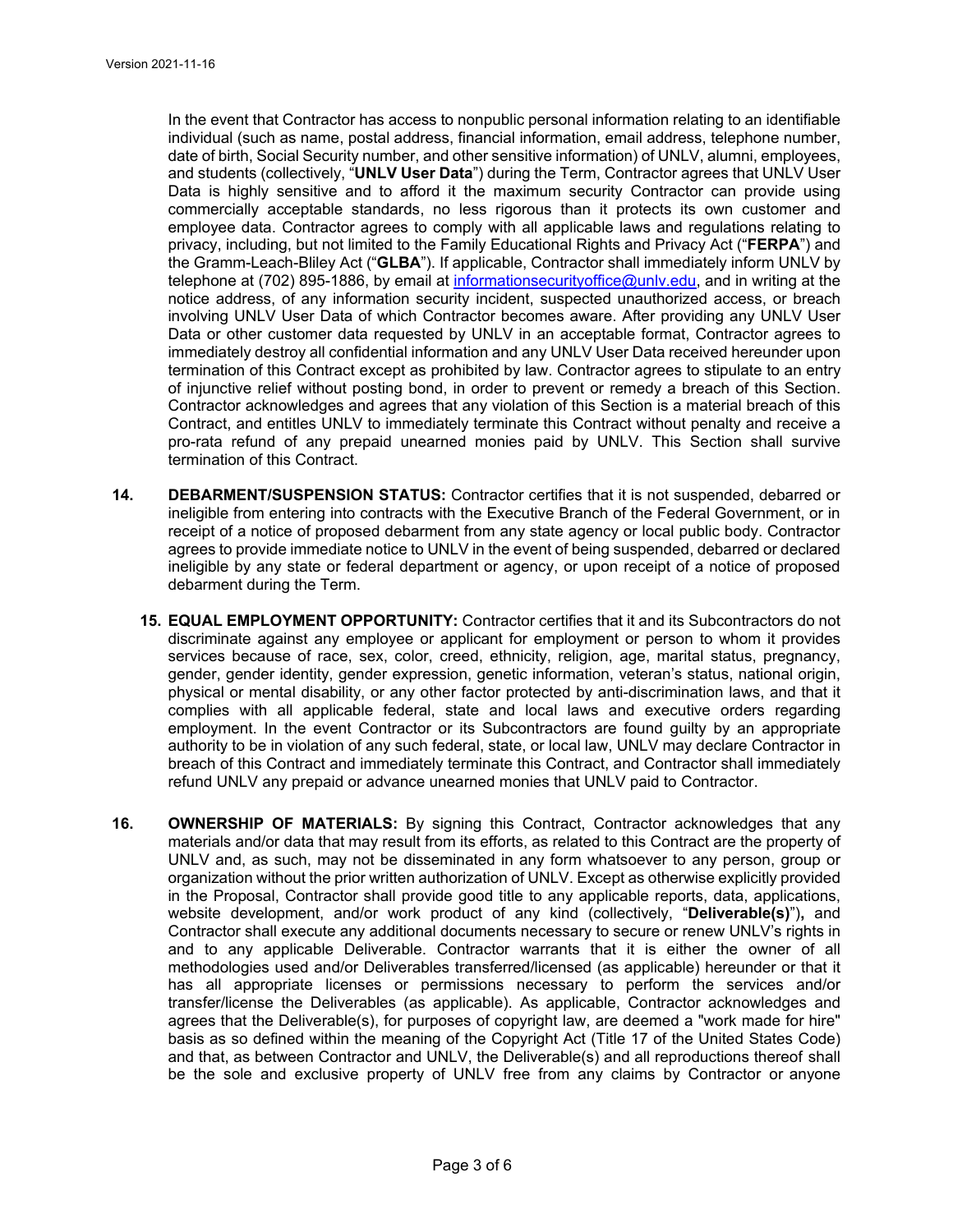In the event that Contractor has access to nonpublic personal information relating to an identifiable individual (such as name, postal address, financial information, email address, telephone number, date of birth, Social Security number, and other sensitive information) of UNLV, alumni, employees, and students (collectively, "**UNLV User Data**") during the Term, Contractor agrees that UNLV User Data is highly sensitive and to afford it the maximum security Contractor can provide using commercially acceptable standards, no less rigorous than it protects its own customer and employee data. Contractor agrees to comply with all applicable laws and regulations relating to privacy, including, but not limited to the Family Educational Rights and Privacy Act ("**FERPA**") and the Gramm-Leach-Bliley Act ("**GLBA**"). If applicable, Contractor shall immediately inform UNLV by telephone at (702) 895-1886, by email at informationsecurityoffice@unlv.edu, and in writing at the notice address, of any information security incident, suspected unauthorized access, or breach involving UNLV User Data of which Contractor becomes aware. After providing any UNLV User Data or other customer data requested by UNLV in an acceptable format, Contractor agrees to immediately destroy all confidential information and any UNLV User Data received hereunder upon termination of this Contract except as prohibited by law. Contractor agrees to stipulate to an entry of injunctive relief without posting bond, in order to prevent or remedy a breach of this Section. Contractor acknowledges and agrees that any violation of this Section is a material breach of this Contract, and entitles UNLV to immediately terminate this Contract without penalty and receive a pro-rata refund of any prepaid unearned monies paid by UNLV. This Section shall survive termination of this Contract.

**14. DEBARMENT/SUSPENSION STATUS:** Contractor certifies that it is not suspended, debarred or ineligible from entering into contracts with the Executive Branch of the Federal Government, or in receipt of a notice of proposed debarment from any state agency or local public body. Contractor agrees to provide immediate notice to UNLV in the event of being suspended, debarred or declared ineligible by any state or federal department or agency, or upon receipt of a notice of proposed debarment during the Term.

**15. EQUAL EMPLOYMENT OPPORTUNITY:** Contractor certifies that it and its Subcontractors do not discriminate against any employee or applicant for employment or person to whom it provides services because of race, sex, color, creed, ethnicity, religion, age, marital status, pregnancy, gender, gender identity, gender expression, genetic information, veteran's status, national origin, physical or mental disability, or any other factor protected by anti-discrimination laws, and that it complies with all applicable federal, state and local laws and executive orders regarding employment. In the event Contractor or its Subcontractors are found guilty by an appropriate authority to be in violation of any such federal, state, or local law, UNLV may declare Contractor in breach of this Contract and immediately terminate this Contract, and Contractor shall immediately refund UNLV any prepaid or advance unearned monies that UNLV paid to Contractor.

**16. OWNERSHIP OF MATERIALS:** By signing this Contract, Contractor acknowledges that any materials and/or data that may result from its efforts, as related to this Contract are the property of UNLV and, as such, may not be disseminated in any form whatsoever to any person, group or organization without the prior written authorization of UNLV. Except as otherwise explicitly provided in the Proposal, Contractor shall provide good title to any applicable reports, data, applications, website development, and/or work product of any kind (collectively, "**Deliverable(s)**"), and Contractor shall execute any additional documents necessary to secure or renew UNLV's rights in and to any applicable Deliverable. Contractor warrants that it is either the owner of all methodologies used and/or Deliverables transferred/licensed (as applicable) hereunder or that it has all appropriate licenses or permissions necessary to perform the services and/or transfer/license the Deliverables (as applicable). As applicable, Contractor acknowledges and agrees that the Deliverable(s), for purposes of copyright law, are deemed a "work made for hire" basis as so defined within the meaning of the Copyright Act (Title 17 of the United States Code) and that, as between Contractor and UNLV, the Deliverable(s) and all reproductions thereof shall be the sole and exclusive property of UNLV free from any claims by Contractor or anyone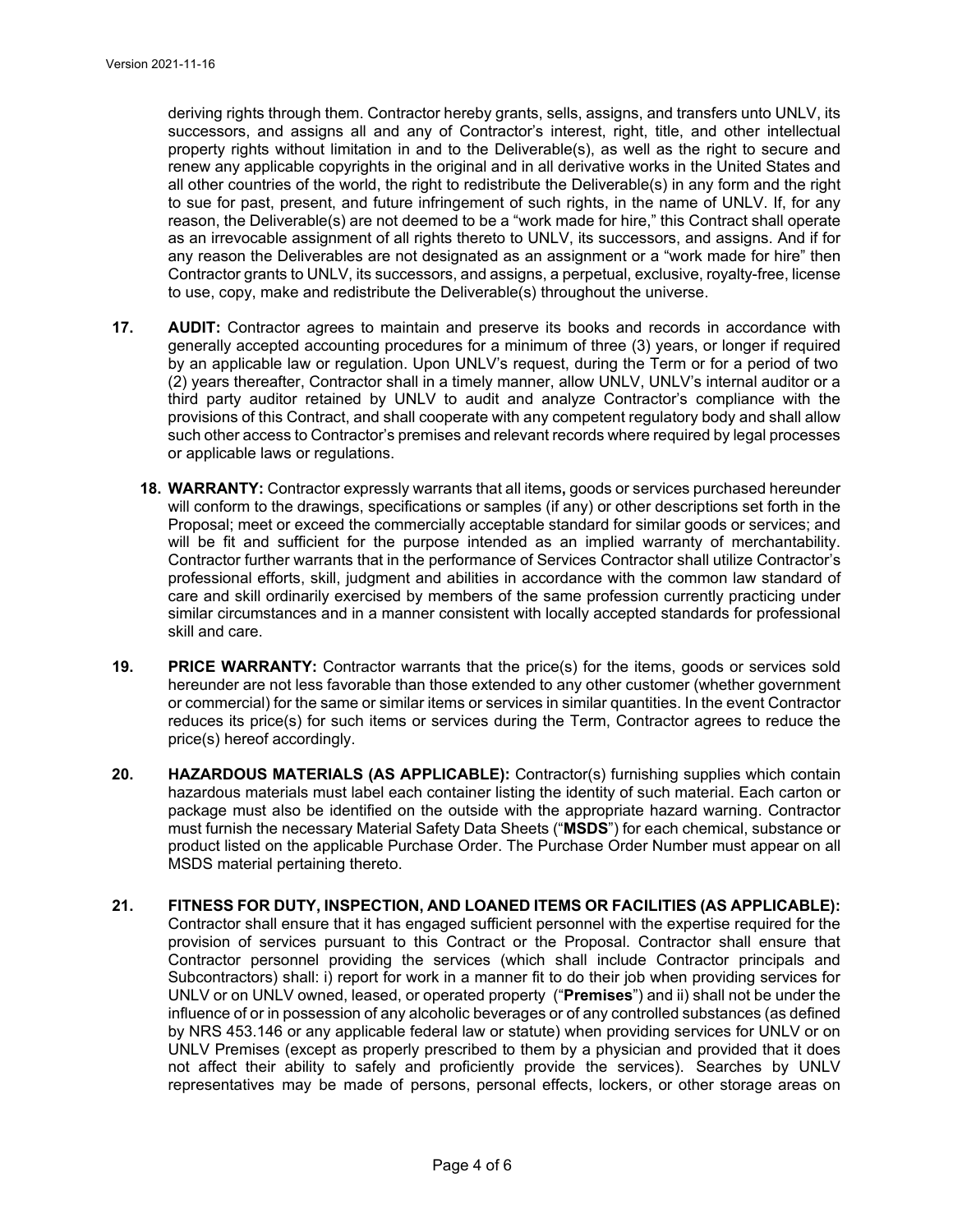deriving rights through them. Contractor hereby grants, sells, assigns, and transfers unto UNLV, its successors, and assigns all and any of Contractor's interest, right, title, and other intellectual property rights without limitation in and to the Deliverable(s), as well as the right to secure and renew any applicable copyrights in the original and in all derivative works in the United States and all other countries of the world, the right to redistribute the Deliverable(s) in any form and the right to sue for past, present, and future infringement of such rights, in the name of UNLV. If, for any reason, the Deliverable(s) are not deemed to be a "work made for hire," this Contract shall operate as an irrevocable assignment of all rights thereto to UNLV, its successors, and assigns. And if for any reason the Deliverables are not designated as an assignment or a "work made for hire" then Contractor grants to UNLV, its successors, and assigns, a perpetual, exclusive, royalty-free, license to use, copy, make and redistribute the Deliverable(s) throughout the universe.

17. **AUDIT:** Contractor agrees to maintain and preserve its books and records in accordance with generally accepted accounting procedures for a minimum of three (3) years, or longer if required by an applicable law or regulation. Upon UNLV's request, during the Term or for a period of two (2) years thereafter, Contractor shall in a timely manner, allow UNLV, UNLV's internal auditor or a third party auditor retained by UNLV to audit and analyze Contractor's compliance with the provisions of this Contract, and shall cooperate with any competent regulatory body and shall allow such other access to Contractor's premises and relevant records where required by legal processes or applicable laws or regulations.

18. **WARRANTY:** Contractor expressly warrants that all items**,** goods or services purchased hereunder will conform to the drawings, specifications or samples (if any) or other descriptions set forth in the Proposal; meet or exceed the commercially acceptable standard for similar goods or services; and will be fit and sufficient for the purpose intended as an implied warranty of merchantability. Contractor further warrants that in the performance of Services Contractor shall utilize Contractor's professional efforts, skill, judgment and abilities in accordance with the common law standard of care and skill ordinarily exercised by members of the same profession currently practicing under similar circumstances and in a manner consistent with locally accepted standards for professional skill and care.

19. **PRICE WARRANTY:** Contractor warrants that the price(s) for the items, goods or services sold hereunder are not less favorable than those extended to any other customer (whether government or commercial) for the same or similar items or services in similar quantities. In the event Contractor reduces its price(s) for such items or services during the Term, Contractor agrees to reduce the price(s) hereof accordingly.

20. **HAZARDOUS MATERIALS (AS APPLICABLE):** Contractor(s) furnishing supplies which contain hazardous materials must label each container listing the identity of such material. Each carton or package must also be identified on the outside with the appropriate hazard warning. Contractor must furnish the necessary Material Safety Data Sheets ("**MSDS**") for each chemical, substance or product listed on the applicable Purchase Order. The Purchase Order Number must appear on all MSDS material pertaining thereto.

21. **FITNESS FOR DUTY, INSPECTION, AND LOANED ITEMS OR FACILITIES (AS APPLICABLE):** Contractor shall ensure that it has engaged sufficient personnel with the expertise required for the provision of services pursuant to this Contract or the Proposal. Contractor shall ensure that Contractor personnel providing the services (which shall include Contractor principals and Subcontractors) shall: i) report for work in a manner fit to do their job when providing services for UNLV or on UNLV owned, leased, or operated property ("**Premises**") and ii) shall not be under the influence of or in possession of any alcoholic beverages or of any controlled substances (as defined by NRS 453.146 or any applicable federal law or statute) when providing services for UNLV or on UNLV Premises (except as properly prescribed to them by a physician and provided that it does not affect their ability to safely and proficiently provide the services). Searches by UNLV representatives may be made of persons, personal effects, lockers, or other storage areas on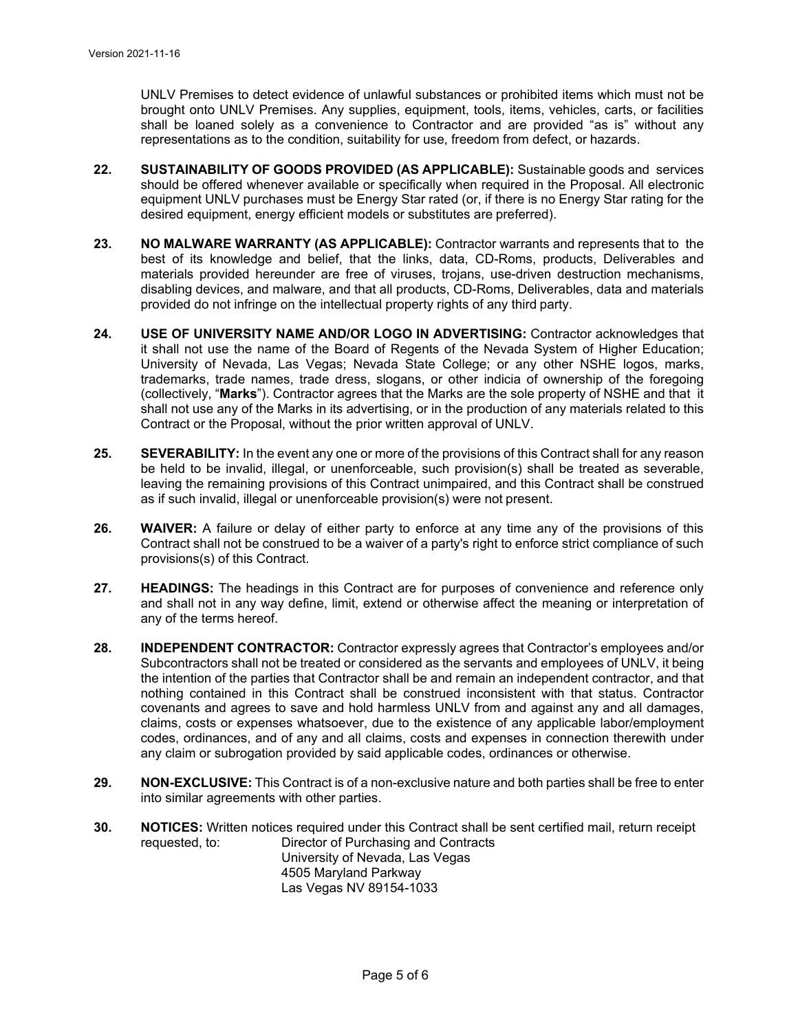UNLV Premises to detect evidence of unlawful substances or prohibited items which must not be brought onto UNLV Premises. Any supplies, equipment, tools, items, vehicles, carts, or facilities shall be loaned solely as a convenience to Contractor and are provided "as is" without any representations as to the condition, suitability for use, freedom from defect, or hazards.

**22. SUSTAINABILITY OF GOODS PROVIDED (AS APPLICABLE):** Sustainable goods and services should be offered whenever available or specifically when required in the Proposal. All electronic equipment UNLV purchases must be Energy Star rated (or, if there is no Energy Star rating for the desired equipment, energy efficient models or substitutes are preferred).

**23. NO MALWARE WARRANTY (AS APPLICABLE):** Contractor warrants and represents that to the best of its knowledge and belief, that the links, data, CD-Roms, products, Deliverables and materials provided hereunder are free of viruses, trojans, use-driven destruction mechanisms, disabling devices, and malware, and that all products, CD-Roms, Deliverables, data and materials provided do not infringe on the intellectual property rights of any third party.

**24. USE OF UNIVERSITY NAME AND/OR LOGO IN ADVERTISING:** Contractor acknowledges that it shall not use the name of the Board of Regents of the Nevada System of Higher Education; University of Nevada, Las Vegas; Nevada State College; or any other NSHE logos, marks, trademarks, trade names, trade dress, slogans, or other indicia of ownership of the foregoing (collectively, "**Marks**"). Contractor agrees that the Marks are the sole property of NSHE and that it shall not use any of the Marks in its advertising, or in the production of any materials related to this Contract or the Proposal, without the prior written approval of UNLV.

**25. SEVERABILITY:** In the event any one or more of the provisions of this Contract shall for any reason be held to be invalid, illegal, or unenforceable, such provision(s) shall be treated as severable, leaving the remaining provisions of this Contract unimpaired, and this Contract shall be construed as if such invalid, illegal or unenforceable provision(s) were not present.

**26. WAIVER:** A failure or delay of either party to enforce at any time any of the provisions of this Contract shall not be construed to be a waiver of a party's right to enforce strict compliance of such provisions(s) of this Contract.

**27. HEADINGS:** The headings in this Contract are for purposes of convenience and reference only and shall not in any way define, limit, extend or otherwise affect the meaning or interpretation of any of the terms hereof.

**28. INDEPENDENT CONTRACTOR:** Contractor expressly agrees that Contractor's employees and/or Subcontractors shall not be treated or considered as the servants and employees of UNLV, it being the intention of the parties that Contractor shall be and remain an independent contractor, and that nothing contained in this Contract shall be construed inconsistent with that status. Contractor covenants and agrees to save and hold harmless UNLV from and against any and all damages, claims, costs or expenses whatsoever, due to the existence of any applicable labor/employment codes, ordinances, and of any and all claims, costs and expenses in connection therewith under any claim or subrogation provided by said applicable codes, ordinances or otherwise.

**29. NON-EXCLUSIVE:** This Contract is of a non-exclusive nature and both parties shall be free to enter into similar agreements with other parties.

**30. NOTICES:** Written notices required under this Contract shall be sent certified mail, return receipt requested, to:

Director of Purchasing and Contracts
University of Nevada, Las Vegas
4505 Maryland Parkway
Las Vegas NV 89154-1033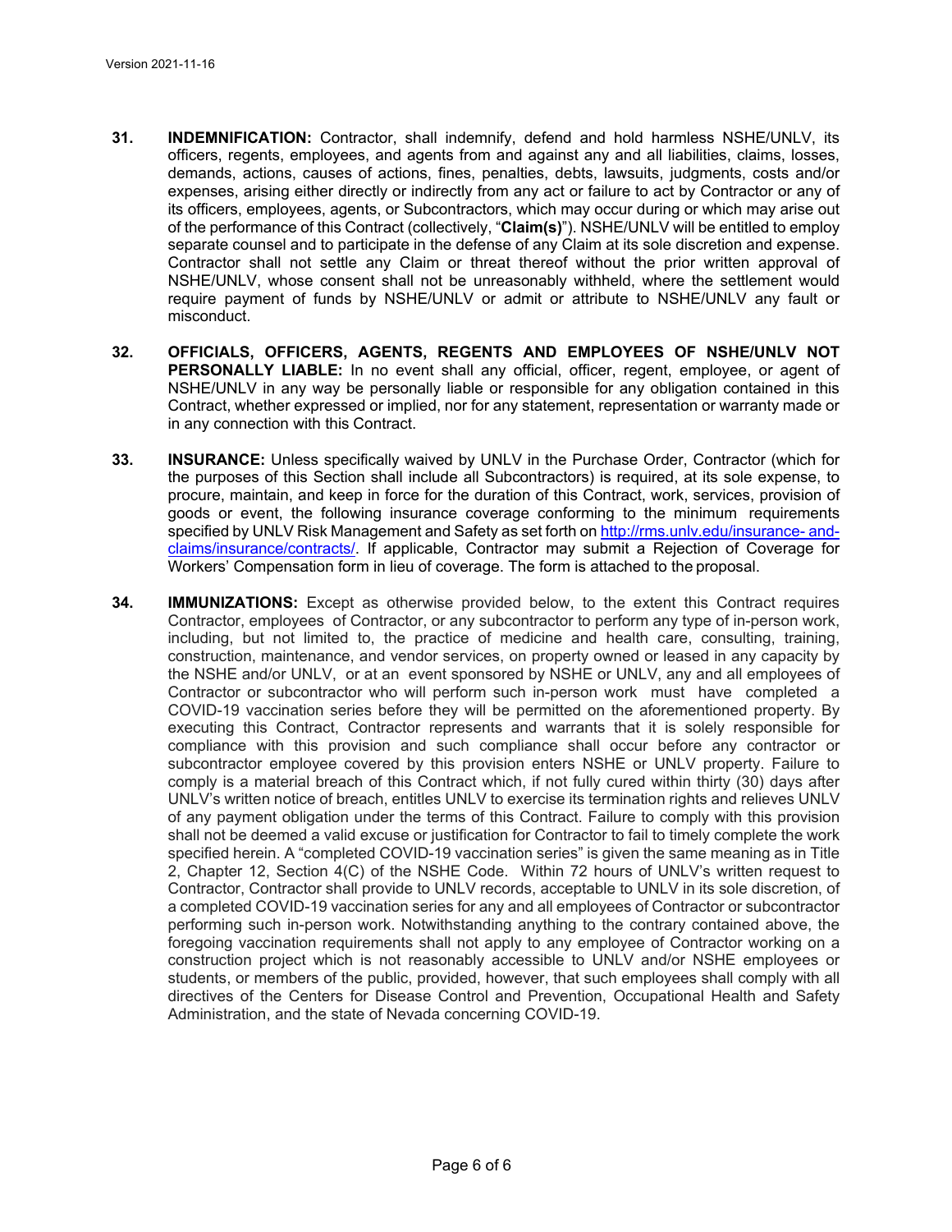**31. INDEMNIFICATION:** Contractor, shall indemnify, defend and hold harmless NSHE/UNLV, its officers, regents, employees, and agents from and against any and all liabilities, claims, losses, demands, actions, causes of actions, fines, penalties, debts, lawsuits, judgments, costs and/or expenses, arising either directly or indirectly from any act or failure to act by Contractor or any of its officers, employees, agents, or Subcontractors, which may occur during or which may arise out of the performance of this Contract (collectively, "**Claim(s)**"). NSHE/UNLV will be entitled to employ separate counsel and to participate in the defense of any Claim at its sole discretion and expense. Contractor shall not settle any Claim or threat thereof without the prior written approval of NSHE/UNLV, whose consent shall not be unreasonably withheld, where the settlement would require payment of funds by NSHE/UNLV or admit or attribute to NSHE/UNLV any fault or misconduct.

**32. OFFICIALS, OFFICERS, AGENTS, REGENTS AND EMPLOYEES OF NSHE/UNLV NOT PERSONALLY LIABLE:** In no event shall any official, officer, regent, employee, or agent of NSHE/UNLV in any way be personally liable or responsible for any obligation contained in this Contract, whether expressed or implied, nor for any statement, representation or warranty made or in any connection with this Contract.

**33. INSURANCE:** Unless specifically waived by UNLV in the Purchase Order, Contractor (which for the purposes of this Section shall include all Subcontractors) is required, at its sole expense, to procure, maintain, and keep in force for the duration of this Contract, work, services, provision of goods or event, the following insurance coverage conforming to the minimum requirements specified by UNLV Risk Management and Safety as set forth on [http://rms.unlv.edu/insurance-and-claims/insurance/contracts/](http://rms.unlv.edu/insurance-and-claims/insurance/contracts/). If applicable, Contractor may submit a Rejection of Coverage for Workers' Compensation form in lieu of coverage. The form is attached to the proposal.

**34. IMMUNIZATIONS:** Except as otherwise provided below, to the extent this Contract requires Contractor, employees of Contractor, or any subcontractor to perform any type of in-person work, including, but not limited to, the practice of medicine and health care, consulting, training, construction, maintenance, and vendor services, on property owned or leased in any capacity by the NSHE and/or UNLV, or at an event sponsored by NSHE or UNLV, any and all employees of Contractor or subcontractor who will perform such in-person work must have completed a COVID-19 vaccination series before they will be permitted on the aforementioned property. By executing this Contract, Contractor represents and warrants that it is solely responsible for compliance with this provision and such compliance shall occur before any contractor or subcontractor employee covered by this provision enters NSHE or UNLV property. Failure to comply is a material breach of this Contract which, if not fully cured within thirty (30) days after UNLV's written notice of breach, entitles UNLV to exercise its termination rights and relieves UNLV of any payment obligation under the terms of this Contract. Failure to comply with this provision shall not be deemed a valid excuse or justification for Contractor to fail to timely complete the work specified herein. A "completed COVID-19 vaccination series" is given the same meaning as in Title 2, Chapter 12, Section 4(C) of the NSHE Code. Within 72 hours of UNLV's written request to Contractor, Contractor shall provide to UNLV records, acceptable to UNLV in its sole discretion, of a completed COVID-19 vaccination series for any and all employees of Contractor or subcontractor performing such in-person work. Notwithstanding anything to the contrary contained above, the foregoing vaccination requirements shall not apply to any employee of Contractor working on a construction project which is not reasonably accessible to UNLV and/or NSHE employees or students, or members of the public, provided, however, that such employees shall comply with all directives of the Centers for Disease Control and Prevention, Occupational Health and Safety Administration, and the state of Nevada concerning COVID-19.